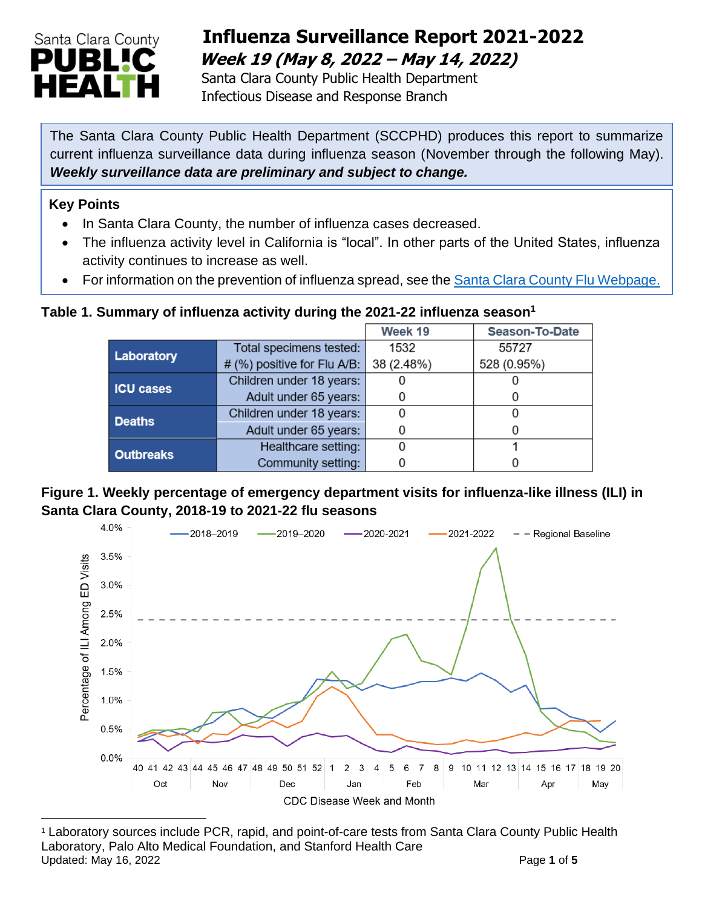# Influenza Surveillance Report 2021-2022

## *Week 19 (May 8, 2022 – May 14, 2022)*

Santa Clara County Public Health Department
Infectious Disease and Response Branch

The Santa Clara County Public Health Department (SCCPHD) produces this report to summarize current influenza surveillance data during influenza season (November through the following May). ***Weekly surveillance data are preliminary and subject to change.***

**Key Points**

- In Santa Clara County, the number of influenza cases decreased.
- The influenza activity level in California is "local". In other parts of the United States, influenza activity continues to increase as well.
- For information on the prevention of influenza spread, see the Santa Clara County Flu Webpage.

**Table 1. Summary of influenza activity during the 2021-22 influenza season[1]**

| | | Week 19 | Season-To-Date |
|---|---|---|---|
| **Laboratory** | Total specimens tested: | 1532 | 55727 |
| | # (%) positive for Flu A/B: | 38 (2.48%) | 528 (0.95%) |
| **ICU cases** | Children under 18 years: | 0 | 0 |
| | Adult under 65 years: | 0 | 0 |
| **Deaths** | Children under 18 years: | 0 | 0 |
| | Adult under 65 years: | 0 | 0 |
| **Outbreaks** | Healthcare setting: | 0 | 1 |
| | Community setting: | 0 | 0 |

**Figure 1. Weekly percentage of emergency department visits for influenza-like illness (ILI) in Santa Clara County, 2018-19 to 2021-22 flu seasons**

2018–2019
2019–2020
2020-2021
2021-2022
Regional Baseline

Percentage of ILI Among ED Visits

4.0%
3.5%
3.0%
2.5%
2.0%
1.5%
1.0%
0.5%
0.0%

40 41 42 43 44 45 46 47 48 49 50 51 52 1 2 3 4 5 6 7 8 9 10 11 12 13 14 15 16 17 18 19 20

Oct Nov Dec Jan Feb Mar Apr May

CDC Disease Week and Month

[1] Laboratory sources include PCR, rapid, and point-of-care tests from Santa Clara County Public Health Laboratory, Palo Alto Medical Foundation, and Stanford Health Care

Updated: May 16, 2022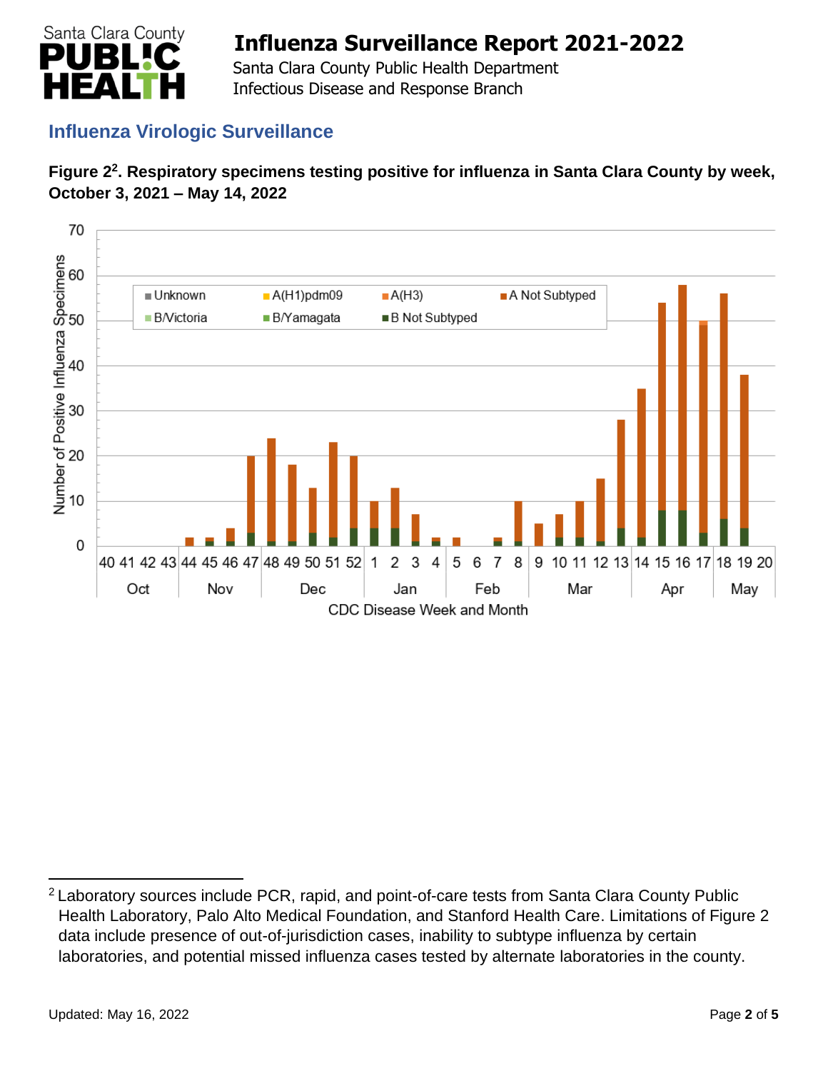## Influenza Virologic Surveillance

**Figure 2[2]. Respiratory specimens testing positive for influenza in Santa Clara County by week, October 3, 2021 – May 14, 2022**

---

[2] Laboratory sources include PCR, rapid, and point-of-care tests from Santa Clara County Public Health Laboratory, Palo Alto Medical Foundation, and Stanford Health Care. Limitations of Figure 2 data include presence of out-of-jurisdiction cases, inability to subtype influenza by certain laboratories, and potential missed influenza cases tested by alternate laboratories in the county.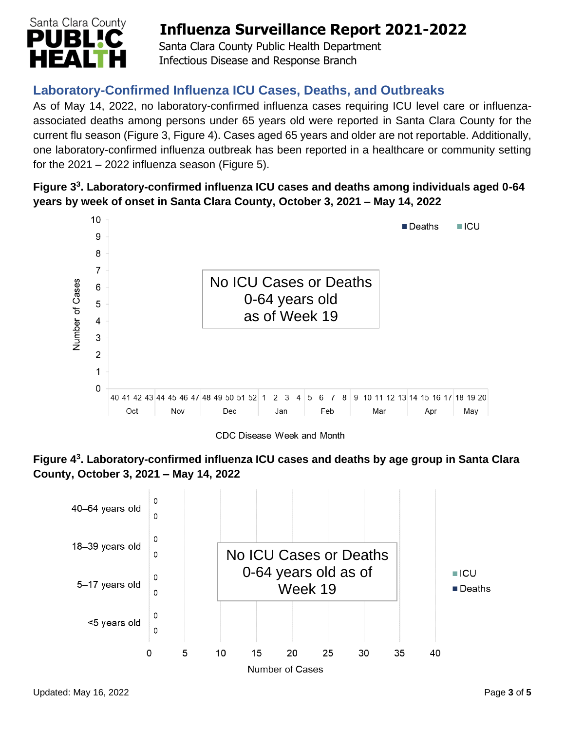# Influenza Surveillance Report 2021-2022

Santa Clara County Public Health Department
Infectious Disease and Response Branch

## Laboratory-Confirmed Influenza ICU Cases, Deaths, and Outbreaks

As of May 14, 2022, no laboratory-confirmed influenza cases requiring ICU level care or influenza-associated deaths among persons under 65 years old were reported in Santa Clara County for the current flu season (Figure 3, Figure 4). Cases aged 65 years and older are not reportable. Additionally, one laboratory-confirmed influenza outbreak has been reported in a healthcare or community setting for the 2021 – 2022 influenza season (Figure 5).

**Figure 3[3]. Laboratory-confirmed influenza ICU cases and deaths among individuals aged 0-64 years by week of onset in Santa Clara County, October 3, 2021 – May 14, 2022**

Deaths
ICU

No ICU Cases or Deaths
0-64 years old
as of Week 19

Number of Cases

10
9
8
7
6
5
4
3
2
1
0

40 41 42 43 44 45 46 47 48 49 50 51 52 1 2 3 4 5 6 7 8 9 10 11 12 13 14 15 16 17 18 19 20

Oct Nov Dec Jan Feb Mar Apr May

CDC Disease Week and Month

**Figure 4[3]. Laboratory-confirmed influenza ICU cases and deaths by age group in Santa Clara County, October 3, 2021 – May 14, 2022**

40–64 years old 0 0
18–39 years old 0 0
5–17 years old 0 0
<5 years old 0 0

No ICU Cases or Deaths
0-64 years old as of
Week 19

ICU
Deaths

0 5 10 15 20 25 30 35 40

Number of Cases

Updated: May 16, 2022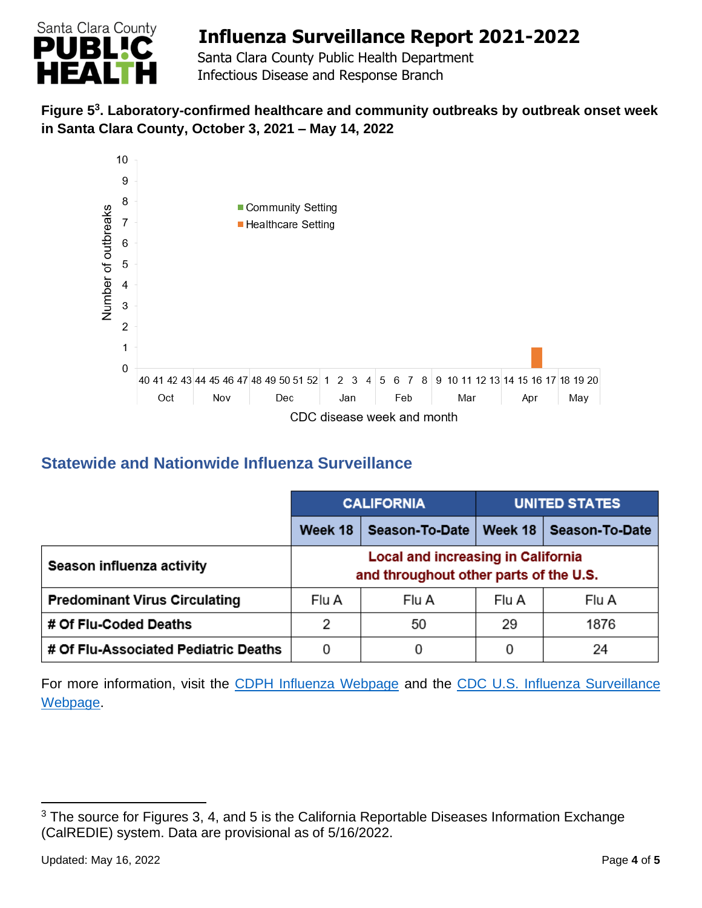**Figure 5[3]. Laboratory-confirmed healthcare and community outbreaks by outbreak onset week in Santa Clara County, October 3, 2021 – May 14, 2022**

10
9
8
7
6
5
4
3
2
1
0

Number of outbreaks

Community Setting
Healthcare Setting

40 41 42 43 44 45 46 47 48 49 50 51 52 1 2 3 4 5 6 7 8 9 10 11 12 13 14 15 16 17 18 19 20

Oct Nov Dec Jan Feb Mar Apr May

CDC disease week and month

## Statewide and Nationwide Influenza Surveillance

| | CALIFORNIA | | UNITED STATES | |
|---|---|---|---|---|
| | Week 18 | Season-To-Date | Week 18 | Season-To-Date |
| **Season influenza activity** | Local and increasing in California and throughout other parts of the U.S. | | | |
| **Predominant Virus Circulating** | Flu A | Flu A | Flu A | Flu A |
| **# Of Flu-Coded Deaths** | 2 | 50 | 29 | 1876 |
| **# Of Flu-Associated Pediatric Deaths** | 0 | 0 | 0 | 24 |

For more information, visit the CDPH Influenza Webpage and the CDC U.S. Influenza Surveillance Webpage.

[3] The source for Figures 3, 4, and 5 is the California Reportable Diseases Information Exchange (CalREDIE) system. Data are provisional as of 5/16/2022.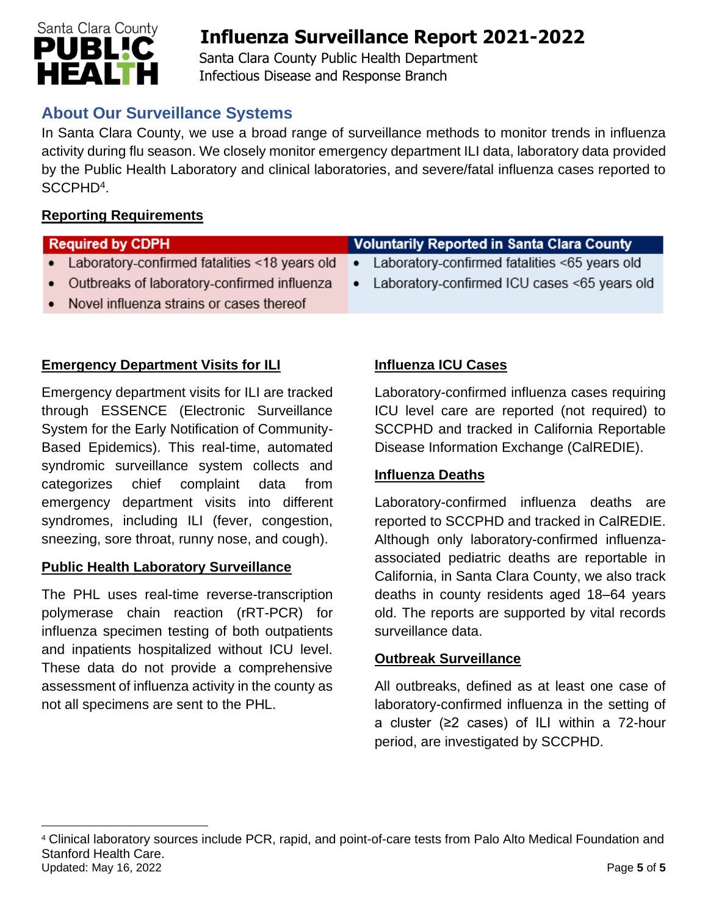# Influenza Surveillance Report 2021-2022

Santa Clara County Public Health Department
Infectious Disease and Response Branch

## About Our Surveillance Systems

In Santa Clara County, we use a broad range of surveillance methods to monitor trends in influenza activity during flu season. We closely monitor emergency department ILI data, laboratory data provided by the Public Health Laboratory and clinical laboratories, and severe/fatal influenza cases reported to SCCPHD[4].

### Reporting Requirements

| Required by CDPH | Voluntarily Reported in Santa Clara County |
|---|---|
| • Laboratory-confirmed fatalities <18 years old | • Laboratory-confirmed fatalities <65 years old |
| • Outbreaks of laboratory-confirmed influenza | • Laboratory-confirmed ICU cases <65 years old |
| • Novel influenza strains or cases thereof | |

### Emergency Department Visits for ILI

Emergency department visits for ILI are tracked through ESSENCE (Electronic Surveillance System for the Early Notification of Community-Based Epidemics). This real-time, automated syndromic surveillance system collects and categorizes chief complaint data from emergency department visits into different syndromes, including ILI (fever, congestion, sneezing, sore throat, runny nose, and cough).

### Public Health Laboratory Surveillance

The PHL uses real-time reverse-transcription polymerase chain reaction (rRT-PCR) for influenza specimen testing of both outpatients and inpatients hospitalized without ICU level. These data do not provide a comprehensive assessment of influenza activity in the county as not all specimens are sent to the PHL.

### Influenza ICU Cases

Laboratory-confirmed influenza cases requiring ICU level care are reported (not required) to SCCPHD and tracked in California Reportable Disease Information Exchange (CalREDIE).

### Influenza Deaths

Laboratory-confirmed influenza deaths are reported to SCCPHD and tracked in CalREDIE. Although only laboratory-confirmed influenza-associated pediatric deaths are reportable in California, in Santa Clara County, we also track deaths in county residents aged 18–64 years old. The reports are supported by vital records surveillance data.

### Outbreak Surveillance

All outbreaks, defined as at least one case of laboratory-confirmed influenza in the setting of a cluster (≥2 cases) of ILI within a 72-hour period, are investigated by SCCPHD.

[4] Clinical laboratory sources include PCR, rapid, and point-of-care tests from Palo Alto Medical Foundation and Stanford Health Care.

Updated: May 16, 2022